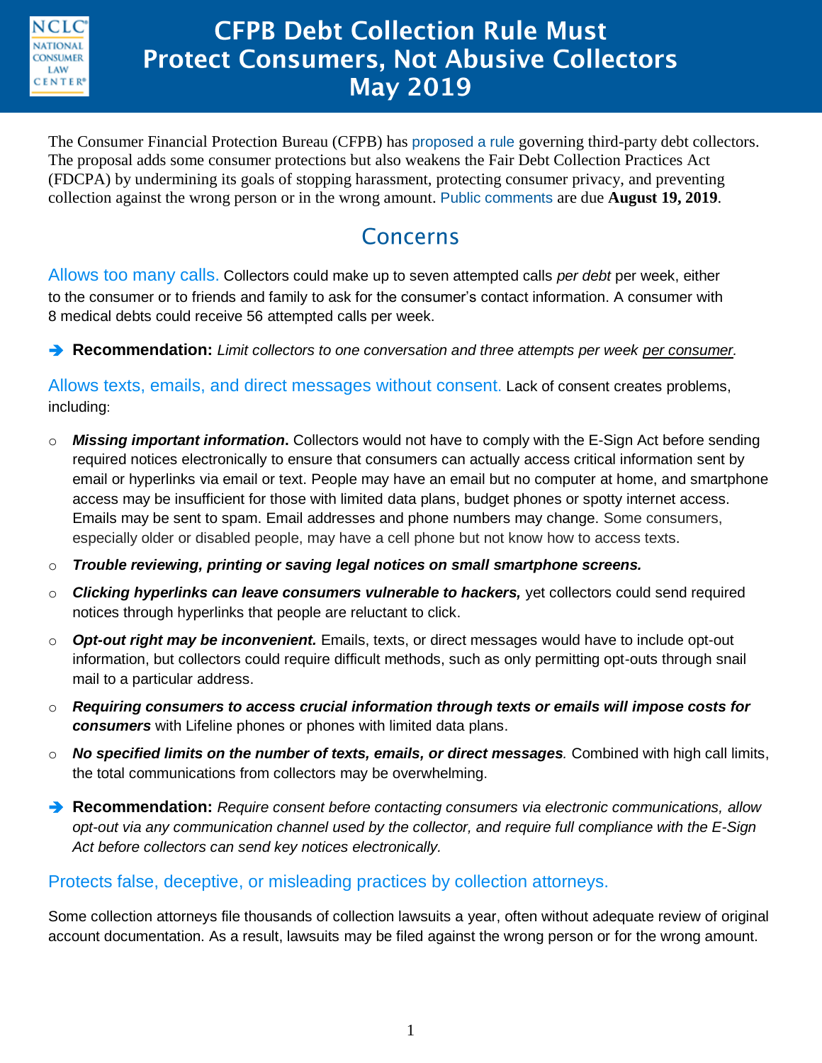# CFPB Debt Collection Rule Must Protect Consumers, Not Abusive Collectors May 2019

The Consumer Financial Protection Bureau (CFPB) has proposed a rule governing third-party debt collectors. The proposal adds some consumer protections but also weakens the Fair Debt Collection Practices Act (FDCPA) by undermining its goals of stopping harassment, protecting consumer privacy, and preventing collection against the wrong person or in the wrong amount. Public comments are due **August 19, 2019**.

## Concerns

### Allows too many calls.

Collectors could make up to seven attempted calls *per debt* per week, either to the consumer or to friends and family to ask for the consumer's contact information. A consumer with 8 medical debts could receive 56 attempted calls per week.

➔ **Recommendation:** *Limit collectors to one conversation and three attempts per week per consumer.*

### Allows texts, emails, and direct messages without consent.

Lack of consent creates problems, including:

- ***Missing important information*.** Collectors would not have to comply with the E-Sign Act before sending required notices electronically to ensure that consumers can actually access critical information sent by email or hyperlinks via email or text. People may have an email but no computer at home, and smartphone access may be insufficient for those with limited data plans, budget phones or spotty internet access. Emails may be sent to spam. Email addresses and phone numbers may change. Some consumers, especially older or disabled people, may have a cell phone but not know how to access texts.
- ***Trouble reviewing, printing or saving legal notices on small smartphone screens.***
- ***Clicking hyperlinks can leave consumers vulnerable to hackers,*** yet collectors could send required notices through hyperlinks that people are reluctant to click.
- ***Opt-out right may be inconvenient.*** Emails, texts, or direct messages would have to include opt-out information, but collectors could require difficult methods, such as only permitting opt-outs through snail mail to a particular address.
- ***Requiring consumers to access crucial information through texts or emails will impose costs for consumers*** with Lifeline phones or phones with limited data plans.
- ***No specified limits on the number of texts, emails, or direct messages.*** Combined with high call limits, the total communications from collectors may be overwhelming.

➔ **Recommendation:** *Require consent before contacting consumers via electronic communications, allow opt-out via any communication channel used by the collector, and require full compliance with the E-Sign Act before collectors can send key notices electronically.*

### Protects false, deceptive, or misleading practices by collection attorneys.

Some collection attorneys file thousands of collection lawsuits a year, often without adequate review of original account documentation. As a result, lawsuits may be filed against the wrong person or for the wrong amount.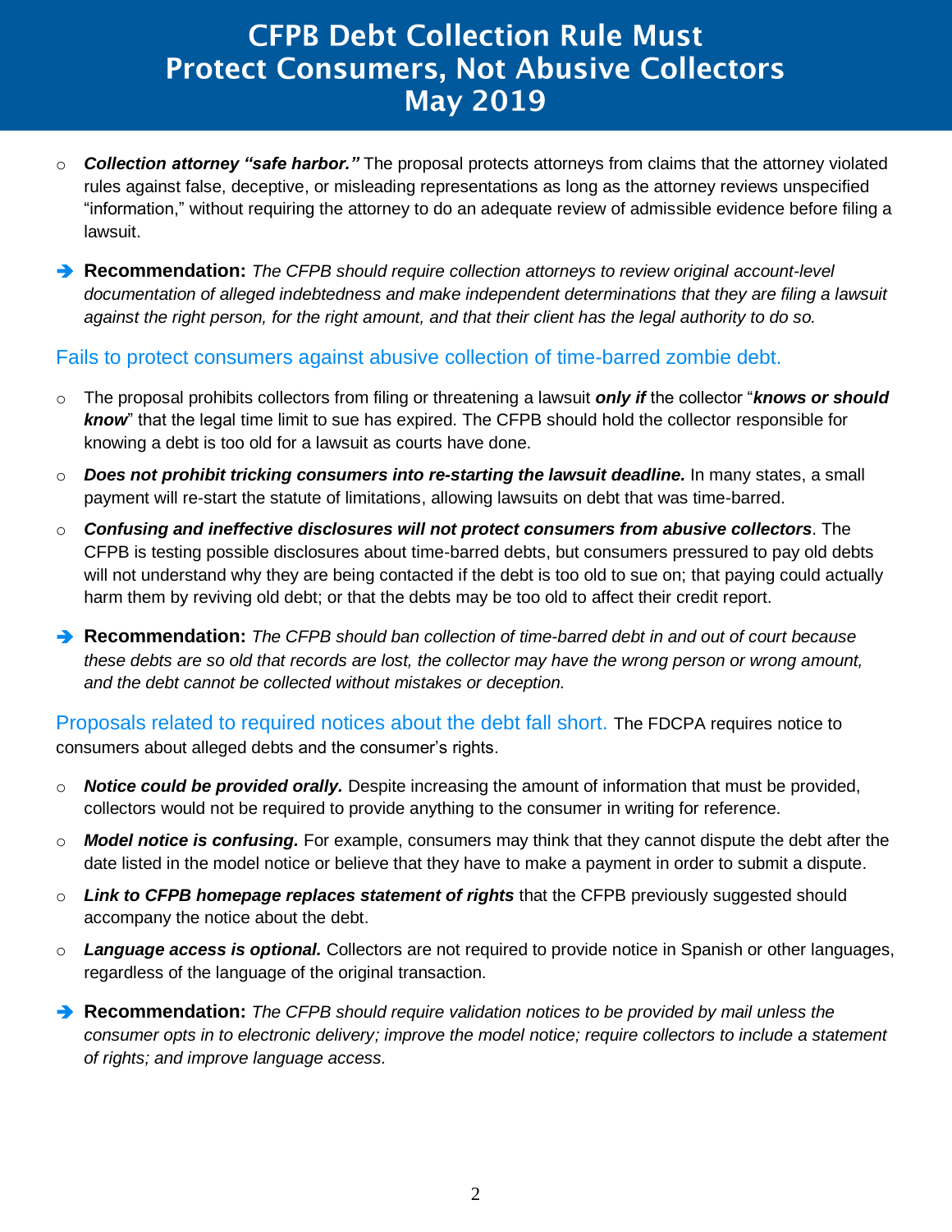- ***Collection attorney "safe harbor."*** The proposal protects attorneys from claims that the attorney violated rules against false, deceptive, or misleading representations as long as the attorney reviews unspecified "information," without requiring the attorney to do an adequate review of admissible evidence before filing a lawsuit.

➔ **Recommendation:** *The CFPB should require collection attorneys to review original account-level documentation of alleged indebtedness and make independent determinations that they are filing a lawsuit against the right person, for the right amount, and that their client has the legal authority to do so.*

## Fails to protect consumers against abusive collection of time-barred zombie debt.

- The proposal prohibits collectors from filing or threatening a lawsuit ***only if*** the collector "***knows or should know***" that the legal time limit to sue has expired. The CFPB should hold the collector responsible for knowing a debt is too old for a lawsuit as courts have done.
- ***Does not prohibit tricking consumers into re-starting the lawsuit deadline.*** In many states, a small payment will re-start the statute of limitations, allowing lawsuits on debt that was time-barred.
- ***Confusing and ineffective disclosures will not protect consumers from abusive collectors***. The CFPB is testing possible disclosures about time-barred debts, but consumers pressured to pay old debts will not understand why they are being contacted if the debt is too old to sue on; that paying could actually harm them by reviving old debt; or that the debts may be too old to affect their credit report.

➔ **Recommendation:** *The CFPB should ban collection of time-barred debt in and out of court because these debts are so old that records are lost, the collector may have the wrong person or wrong amount, and the debt cannot be collected without mistakes or deception.*

## Proposals related to required notices about the debt fall short.

The FDCPA requires notice to consumers about alleged debts and the consumer's rights.

- ***Notice could be provided orally.*** Despite increasing the amount of information that must be provided, collectors would not be required to provide anything to the consumer in writing for reference.
- ***Model notice is confusing.*** For example, consumers may think that they cannot dispute the debt after the date listed in the model notice or believe that they have to make a payment in order to submit a dispute.
- ***Link to CFPB homepage replaces statement of rights*** that the CFPB previously suggested should accompany the notice about the debt.
- ***Language access is optional.*** Collectors are not required to provide notice in Spanish or other languages, regardless of the language of the original transaction.

➔ **Recommendation:** *The CFPB should require validation notices to be provided by mail unless the consumer opts in to electronic delivery; improve the model notice; require collectors to include a statement of rights; and improve language access.*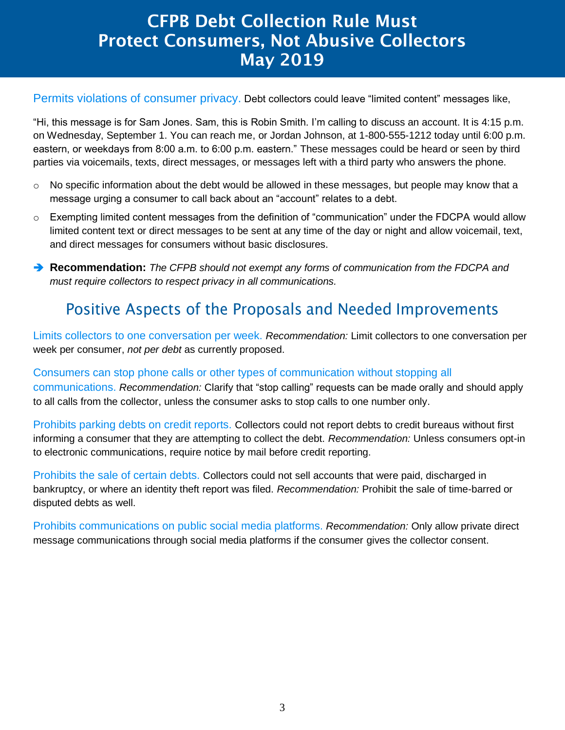# CFPB Debt Collection Rule Must Protect Consumers, Not Abusive Collectors May 2019

Permits violations of consumer privacy. Debt collectors could leave "limited content" messages like,

"Hi, this message is for Sam Jones. Sam, this is Robin Smith. I'm calling to discuss an account. It is 4:15 p.m. on Wednesday, September 1. You can reach me, or Jordan Johnson, at 1-800-555-1212 today until 6:00 p.m. eastern, or weekdays from 8:00 a.m. to 6:00 p.m. eastern." These messages could be heard or seen by third parties via voicemails, texts, direct messages, or messages left with a third party who answers the phone.

- No specific information about the debt would be allowed in these messages, but people may know that a message urging a consumer to call back about an "account" relates to a debt.
- Exempting limited content messages from the definition of "communication" under the FDCPA would allow limited content text or direct messages to be sent at any time of the day or night and allow voicemail, text, and direct messages for consumers without basic disclosures.

➔ **Recommendation:** *The CFPB should not exempt any forms of communication from the FDCPA and must require collectors to respect privacy in all communications.*

## Positive Aspects of the Proposals and Needed Improvements

Limits collectors to one conversation per week. *Recommendation:* Limit collectors to one conversation per week per consumer, *not per debt* as currently proposed.

Consumers can stop phone calls or other types of communication without stopping all communications. *Recommendation:* Clarify that "stop calling" requests can be made orally and should apply to all calls from the collector, unless the consumer asks to stop calls to one number only.

Prohibits parking debts on credit reports. Collectors could not report debts to credit bureaus without first informing a consumer that they are attempting to collect the debt. *Recommendation:* Unless consumers opt-in to electronic communications, require notice by mail before credit reporting.

Prohibits the sale of certain debts. Collectors could not sell accounts that were paid, discharged in bankruptcy, or where an identity theft report was filed. *Recommendation:* Prohibit the sale of time-barred or disputed debts as well.

Prohibits communications on public social media platforms. *Recommendation:* Only allow private direct message communications through social media platforms if the consumer gives the collector consent.